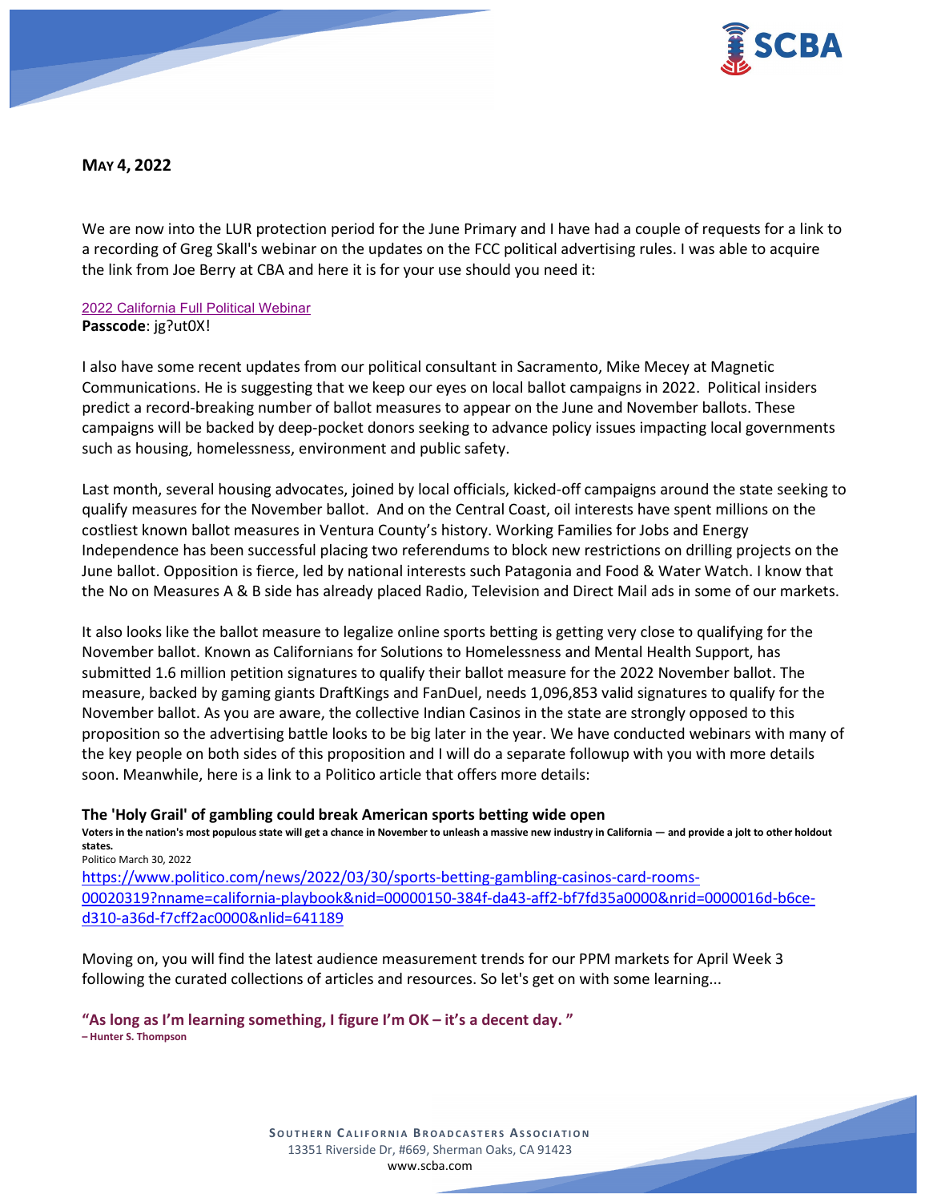**MAY 4, 2022**

We are now into the LUR protection period for the June Primary and I have had a couple of requests for a link to a recording of Greg Skall's webinar on the updates on the FCC political advertising rules. I was able to acquire the link from Joe Berry at CBA and here it is for your use should you need it:

2022 California Full Political Webinar
**Passcode**: jg?ut0X!

I also have some recent updates from our political consultant in Sacramento, Mike Mecey at Magnetic Communications. He is suggesting that we keep our eyes on local ballot campaigns in 2022. Political insiders predict a record-breaking number of ballot measures to appear on the June and November ballots. These campaigns will be backed by deep-pocket donors seeking to advance policy issues impacting local governments such as housing, homelessness, environment and public safety.

Last month, several housing advocates, joined by local officials, kicked-off campaigns around the state seeking to qualify measures for the November ballot. And on the Central Coast, oil interests have spent millions on the costliest known ballot measures in Ventura County's history. Working Families for Jobs and Energy Independence has been successful placing two referendums to block new restrictions on drilling projects on the June ballot. Opposition is fierce, led by national interests such Patagonia and Food & Water Watch. I know that the No on Measures A & B side has already placed Radio, Television and Direct Mail ads in some of our markets.

It also looks like the ballot measure to legalize online sports betting is getting very close to qualifying for the November ballot. Known as Californians for Solutions to Homelessness and Mental Health Support, has submitted 1.6 million petition signatures to qualify their ballot measure for the 2022 November ballot. The measure, backed by gaming giants DraftKings and FanDuel, needs 1,096,853 valid signatures to qualify for the November ballot. As you are aware, the collective Indian Casinos in the state are strongly opposed to this proposition so the advertising battle looks to be big later in the year. We have conducted webinars with many of the key people on both sides of this proposition and I will do a separate followup with you with more details soon. Meanwhile, here is a link to a Politico article that offers more details:

**The 'Holy Grail' of gambling could break American sports betting wide open**
**Voters in the nation's most populous state will get a chance in November to unleash a massive new industry in California — and provide a jolt to other holdout states.**
Politico March 30, 2022
https://www.politico.com/news/2022/03/30/sports-betting-gambling-casinos-card-rooms-00020319?nname=california-playbook&nid=00000150-384f-da43-aff2-bf7fd35a0000&nrid=0000016d-b6ce-d310-a36d-f7cff2ac0000&nlid=641189

Moving on, you will find the latest audience measurement trends for our PPM markets for April Week 3 following the curated collections of articles and resources. So let's get on with some learning...

**"As long as I'm learning something, I figure I'm OK – it's a decent day. "**
**– Hunter S. Thompson**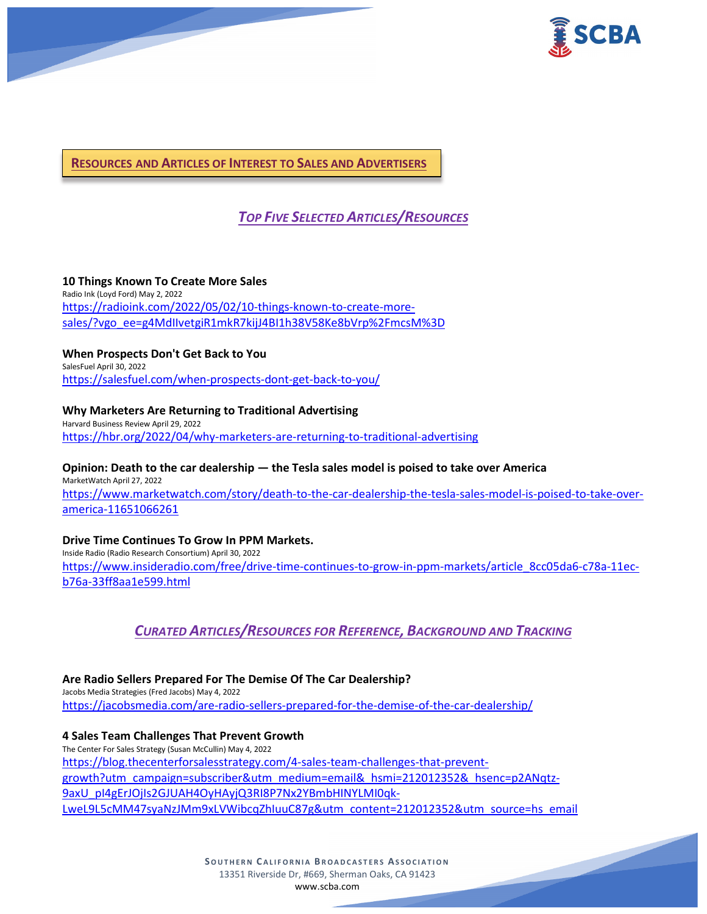## RESOURCES AND ARTICLES OF INTEREST TO SALES AND ADVERTISERS

### *TOP FIVE SELECTED ARTICLES/RESOURCES*

**10 Things Known To Create More Sales**
Radio Ink (Loyd Ford) May 2, 2022
https://radioink.com/2022/05/02/10-things-known-to-create-more-sales/?vgo_ee=g4MdIlvetgiR1mkR7kijJ4BI1h38V58Ke8bVrp%2FmcsM%3D

**When Prospects Don't Get Back to You**
SalesFuel April 30, 2022
https://salesfuel.com/when-prospects-dont-get-back-to-you/

**Why Marketers Are Returning to Traditional Advertising**
Harvard Business Review April 29, 2022
https://hbr.org/2022/04/why-marketers-are-returning-to-traditional-advertising

**Opinion: Death to the car dealership — the Tesla sales model is poised to take over America**
MarketWatch April 27, 2022
https://www.marketwatch.com/story/death-to-the-car-dealership-the-tesla-sales-model-is-poised-to-take-over-america-11651066261

**Drive Time Continues To Grow In PPM Markets.**
Inside Radio (Radio Research Consortium) April 30, 2022
https://www.insideradio.com/free/drive-time-continues-to-grow-in-ppm-markets/article_8cc05da6-c78a-11ec-b76a-33ff8aa1e599.html

### *CURATED ARTICLES/RESOURCES FOR REFERENCE, BACKGROUND AND TRACKING*

**Are Radio Sellers Prepared For The Demise Of The Car Dealership?**
Jacobs Media Strategies (Fred Jacobs) May 4, 2022
https://jacobsmedia.com/are-radio-sellers-prepared-for-the-demise-of-the-car-dealership/

**4 Sales Team Challenges That Prevent Growth**
The Center For Sales Strategy (Susan McCullin) May 4, 2022
https://blog.thecenterforsalesstrategy.com/4-sales-team-challenges-that-prevent-growth?utm_campaign=subscriber&utm_medium=email&_hsmi=212012352&_hsenc=p2ANqtz-9axU_pl4gErJOjIs2GJUAH4OyHAyjQ3RI8P7Nx2YBmbHINYLMI0qk-LweL9L5cMM47syaNzJMm9xLVWibcqZhIuuC87g&utm_content=212012352&utm_source=hs_email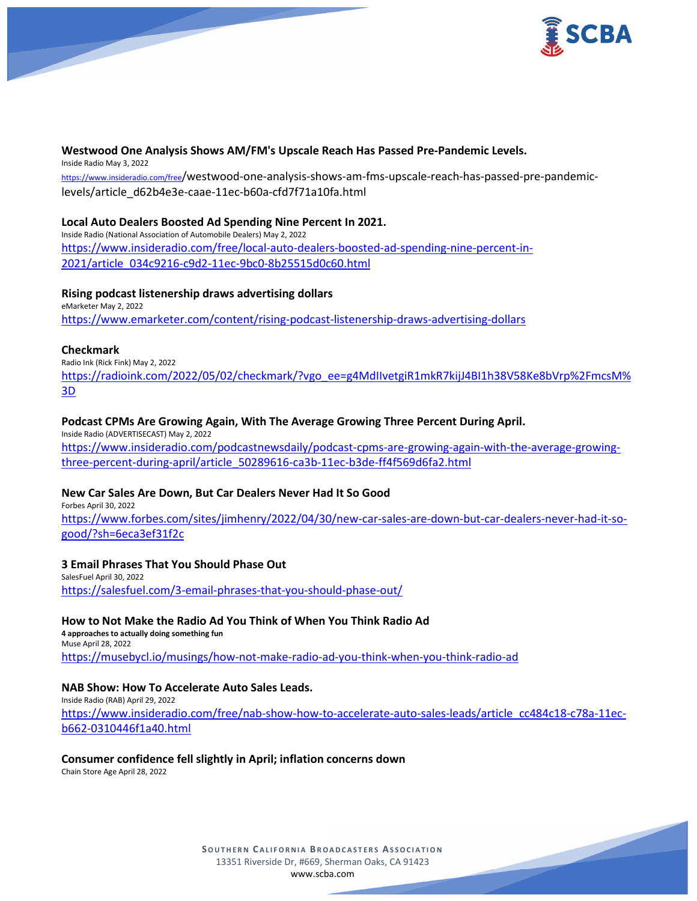**Westwood One Analysis Shows AM/FM's Upscale Reach Has Passed Pre-Pandemic Levels.**

Inside Radio May 3, 2022

https://www.insideradio.com/free/westwood-one-analysis-shows-am-fms-upscale-reach-has-passed-pre-pandemic-levels/article_d62b4e3e-caae-11ec-b60a-cfd7f71a10fa.html

**Local Auto Dealers Boosted Ad Spending Nine Percent In 2021.**

Inside Radio (National Association of Automobile Dealers) May 2, 2022

https://www.insideradio.com/free/local-auto-dealers-boosted-ad-spending-nine-percent-in-2021/article_034c9216-c9d2-11ec-9bc0-8b25515d0c60.html

**Rising podcast listenership draws advertising dollars**

eMarketer May 2, 2022

https://www.emarketer.com/content/rising-podcast-listenership-draws-advertising-dollars

**Checkmark**

Radio Ink (Rick Fink) May 2, 2022

https://radioink.com/2022/05/02/checkmark/?vgo_ee=g4MdIIvetgiR1mkR7kijJ4BI1h38V58Ke8bVrp%2FmcsM%3D

**Podcast CPMs Are Growing Again, With The Average Growing Three Percent During April.**

Inside Radio (ADVERTISECAST) May 2, 2022

https://www.insideradio.com/podcastnewsdaily/podcast-cpms-are-growing-again-with-the-average-growing-three-percent-during-april/article_50289616-ca3b-11ec-b3de-ff4f569d6fa2.html

**New Car Sales Are Down, But Car Dealers Never Had It So Good**

Forbes April 30, 2022

https://www.forbes.com/sites/jimhenry/2022/04/30/new-car-sales-are-down-but-car-dealers-never-had-it-so-good/?sh=6eca3ef31f2c

**3 Email Phrases That You Should Phase Out**

SalesFuel April 30, 2022

https://salesfuel.com/3-email-phrases-that-you-should-phase-out/

**How to Not Make the Radio Ad You Think of When You Think Radio Ad**

**4 approaches to actually doing something fun**

Muse April 28, 2022

https://musebycl.io/musings/how-not-make-radio-ad-you-think-when-you-think-radio-ad

**NAB Show: How To Accelerate Auto Sales Leads.**

Inside Radio (RAB) April 29, 2022

https://www.insideradio.com/free/nab-show-how-to-accelerate-auto-sales-leads/article_cc484c18-c78a-11ec-b662-0310446f1a40.html

**Consumer confidence fell slightly in April; inflation concerns down**

Chain Store Age April 28, 2022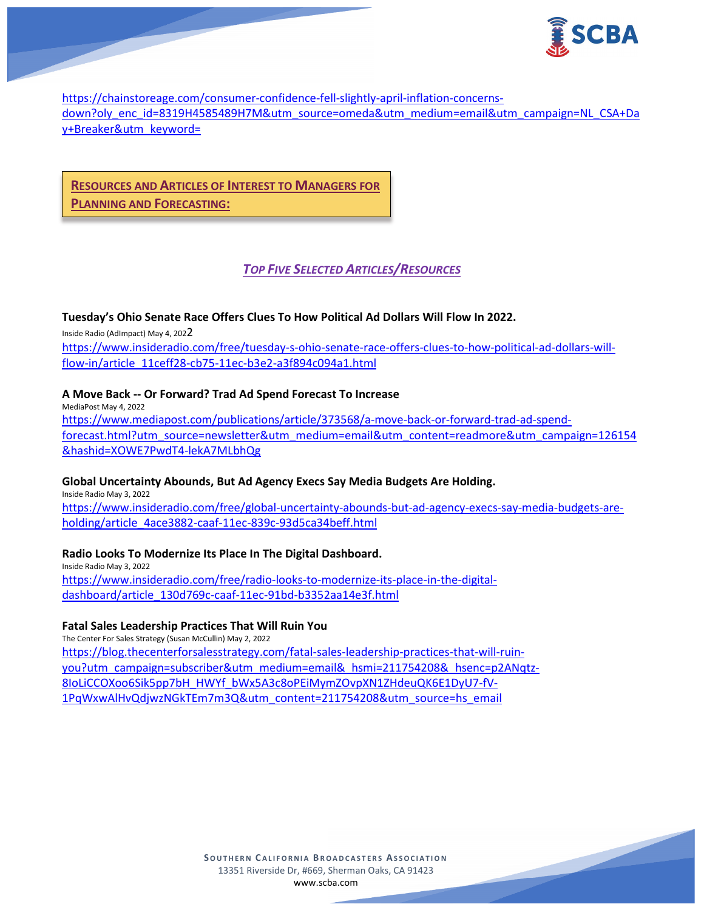https://chainstoreage.com/consumer-confidence-fell-slightly-april-inflation-concerns-down?oly_enc_id=8319H4585489H7M&utm_source=omeda&utm_medium=email&utm_campaign=NL_CSA+Day+Breaker&utm_keyword=

## Resources and Articles of Interest to Managers for Planning and Forecasting:

### *Top Five Selected Articles/Resources*

**Tuesday's Ohio Senate Race Offers Clues To How Political Ad Dollars Will Flow In 2022.**
Inside Radio (AdImpact) May 4, 2022
https://www.insideradio.com/free/tuesday-s-ohio-senate-race-offers-clues-to-how-political-ad-dollars-will-flow-in/article_11ceff28-cb75-11ec-b3e2-a3f894c094a1.html

**A Move Back -- Or Forward? Trad Ad Spend Forecast To Increase**
MediaPost May 4, 2022
https://www.mediapost.com/publications/article/373568/a-move-back-or-forward-trad-ad-spend-forecast.html?utm_source=newsletter&utm_medium=email&utm_content=readmore&utm_campaign=126154&hashid=XOWE7PwdT4-lekA7MLbhQg

**Global Uncertainty Abounds, But Ad Agency Execs Say Media Budgets Are Holding.**
Inside Radio May 3, 2022
https://www.insideradio.com/free/global-uncertainty-abounds-but-ad-agency-execs-say-media-budgets-are-holding/article_4ace3882-caaf-11ec-839c-93d5ca34beff.html

**Radio Looks To Modernize Its Place In The Digital Dashboard.**
Inside Radio May 3, 2022
https://www.insideradio.com/free/radio-looks-to-modernize-its-place-in-the-digital-dashboard/article_130d769c-caaf-11ec-91bd-b3352aa14e3f.html

**Fatal Sales Leadership Practices That Will Ruin You**
The Center For Sales Strategy (Susan McCullin) May 2, 2022
https://blog.thecenterforsalesstrategy.com/fatal-sales-leadership-practices-that-will-ruin-you?utm_campaign=subscriber&utm_medium=email&_hsmi=211754208&_hsenc=p2ANqtz-8IoLiCCOXoo6Sik5pp7bH_HWYf_bWx5A3c8oPEiMymZOvpXN1ZHdeuQK6E1DyU7-fV-1PqWxwAlHvQdjwzNGkTEm7m3Q&utm_content=211754208&utm_source=hs_email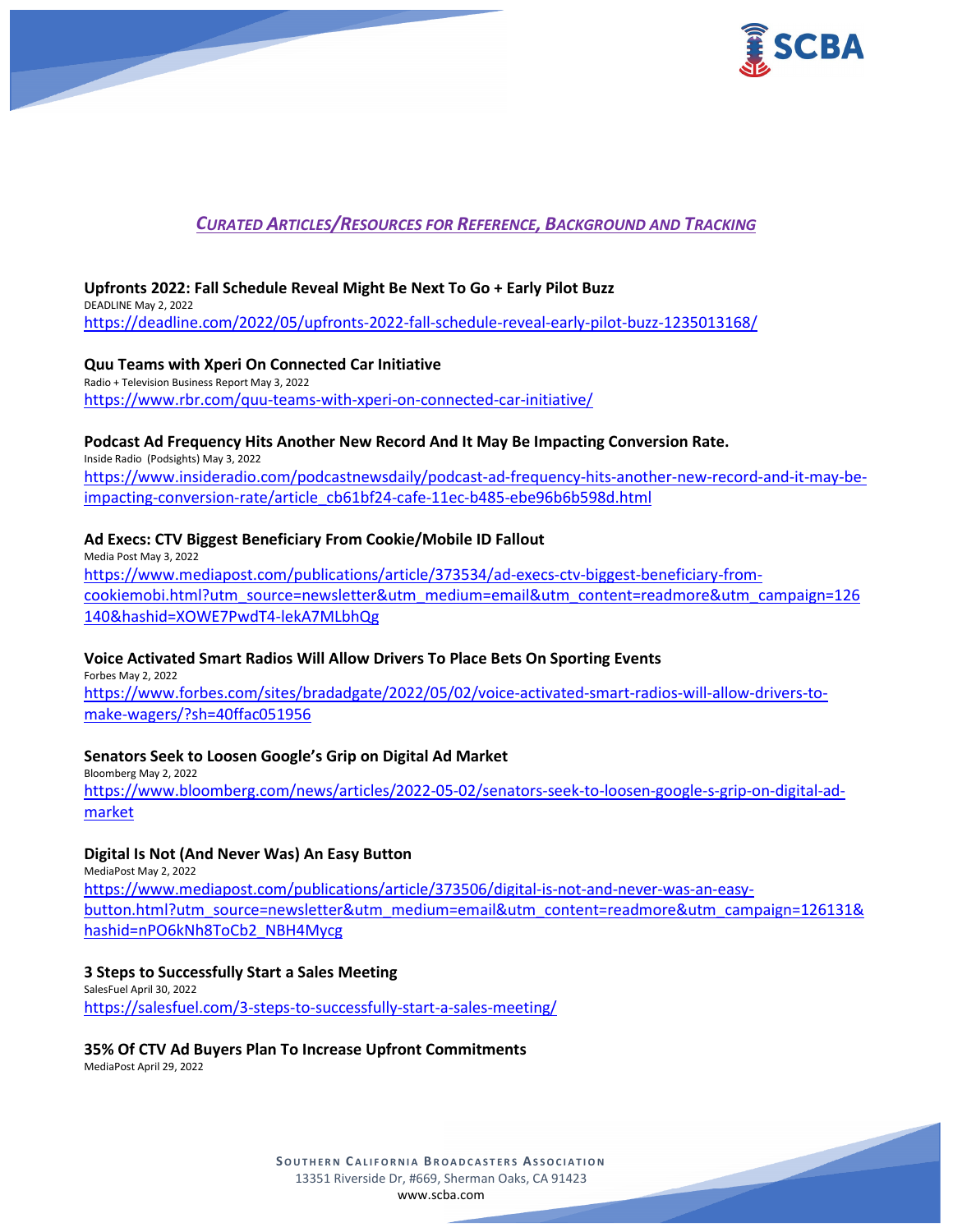## *CURATED ARTICLES/RESOURCES FOR REFERENCE, BACKGROUND AND TRACKING*

**Upfronts 2022: Fall Schedule Reveal Might Be Next To Go + Early Pilot Buzz**
DEADLINE May 2, 2022
https://deadline.com/2022/05/upfronts-2022-fall-schedule-reveal-early-pilot-buzz-1235013168/

**Quu Teams with Xperi On Connected Car Initiative**
Radio + Television Business Report May 3, 2022
https://www.rbr.com/quu-teams-with-xperi-on-connected-car-initiative/

**Podcast Ad Frequency Hits Another New Record And It May Be Impacting Conversion Rate.**
Inside Radio (Podsights) May 3, 2022
https://www.insideradio.com/podcastnewsdaily/podcast-ad-frequency-hits-another-new-record-and-it-may-be-impacting-conversion-rate/article_cb61bf24-cafe-11ec-b485-ebe96b6b598d.html

**Ad Execs: CTV Biggest Beneficiary From Cookie/Mobile ID Fallout**
Media Post May 3, 2022
https://www.mediapost.com/publications/article/373534/ad-execs-ctv-biggest-beneficiary-from-cookiemobi.html?utm_source=newsletter&utm_medium=email&utm_content=readmore&utm_campaign=126140&hashid=XOWE7PwdT4-lekA7MLbhQg

**Voice Activated Smart Radios Will Allow Drivers To Place Bets On Sporting Events**
Forbes May 2, 2022
https://www.forbes.com/sites/bradadgate/2022/05/02/voice-activated-smart-radios-will-allow-drivers-to-make-wagers/?sh=40ffac051956

**Senators Seek to Loosen Google's Grip on Digital Ad Market**
Bloomberg May 2, 2022
https://www.bloomberg.com/news/articles/2022-05-02/senators-seek-to-loosen-google-s-grip-on-digital-ad-market

**Digital Is Not (And Never Was) An Easy Button**
MediaPost May 2, 2022
https://www.mediapost.com/publications/article/373506/digital-is-not-and-never-was-an-easy-button.html?utm_source=newsletter&utm_medium=email&utm_content=readmore&utm_campaign=126131&hashid=nPO6kNh8ToCb2_NBH4Mycg

**3 Steps to Successfully Start a Sales Meeting**
SalesFuel April 30, 2022
https://salesfuel.com/3-steps-to-successfully-start-a-sales-meeting/

**35% Of CTV Ad Buyers Plan To Increase Upfront Commitments**
MediaPost April 29, 2022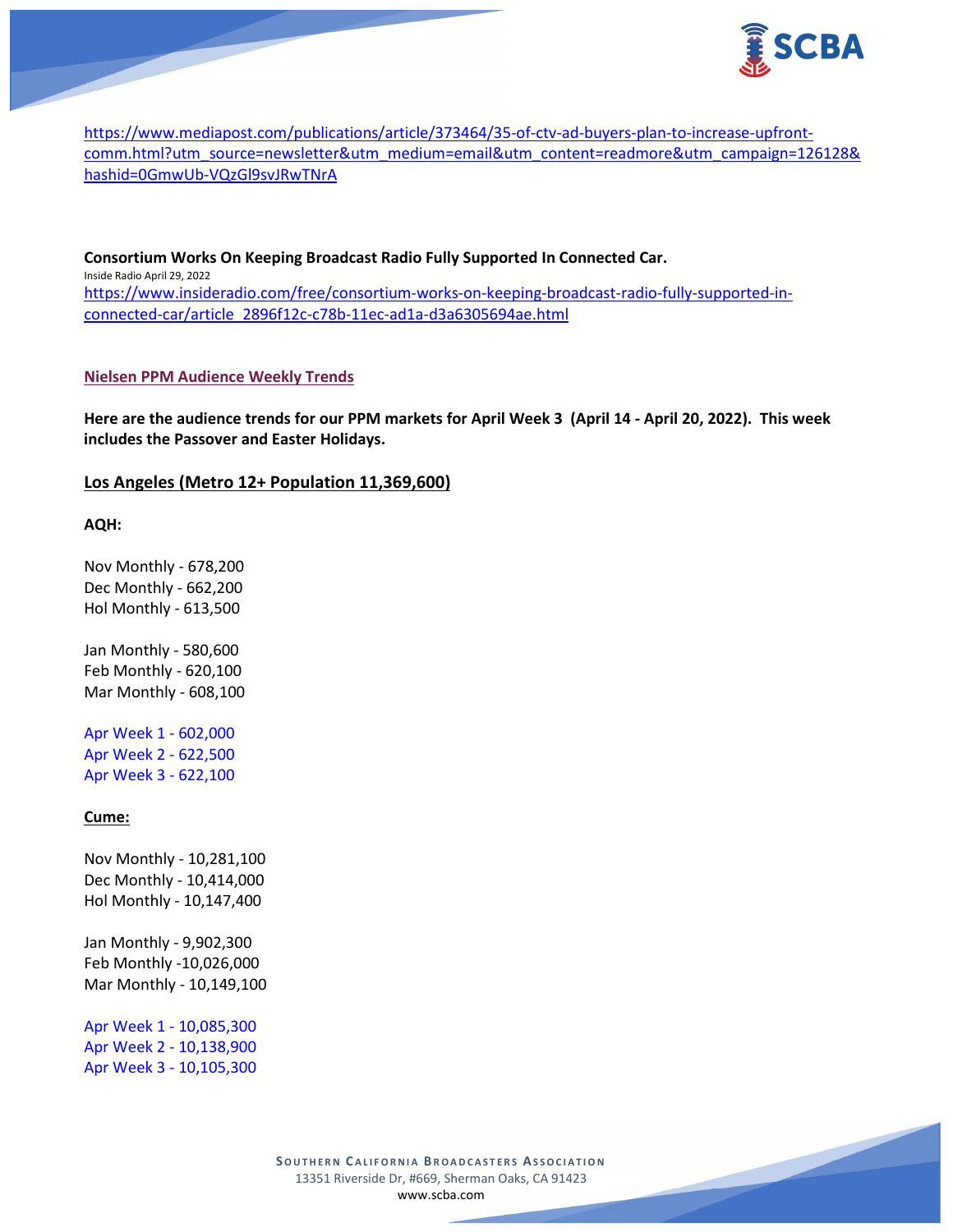https://www.mediapost.com/publications/article/373464/35-of-ctv-ad-buyers-plan-to-increase-upfront-comm.html?utm_source=newsletter&utm_medium=email&utm_content=readmore&utm_campaign=126128&hashid=0GmwUb-VQzGl9svJRwTNrA

**Consortium Works On Keeping Broadcast Radio Fully Supported In Connected Car.**
Inside Radio April 29, 2022
https://www.insideradio.com/free/consortium-works-on-keeping-broadcast-radio-fully-supported-in-connected-car/article_2896f12c-c78b-11ec-ad1a-d3a6305694ae.html

**Nielsen PPM Audience Weekly Trends**

**Here are the audience trends for our PPM markets for April Week 3 (April 14 - April 20, 2022). This week includes the Passover and Easter Holidays.**

## Los Angeles (Metro 12+ Population 11,369,600)

**AQH:**

Nov Monthly - 678,200
Dec Monthly - 662,200
Hol Monthly - 613,500

Jan Monthly - 580,600
Feb Monthly - 620,100
Mar Monthly - 608,100

Apr Week 1 - 602,000
Apr Week 2 - 622,500
Apr Week 3 - 622,100

**Cume:**

Nov Monthly - 10,281,100
Dec Monthly - 10,414,000
Hol Monthly - 10,147,400

Jan Monthly - 9,902,300
Feb Monthly -10,026,000
Mar Monthly - 10,149,100

Apr Week 1 - 10,085,300
Apr Week 2 - 10,138,900
Apr Week 3 - 10,105,300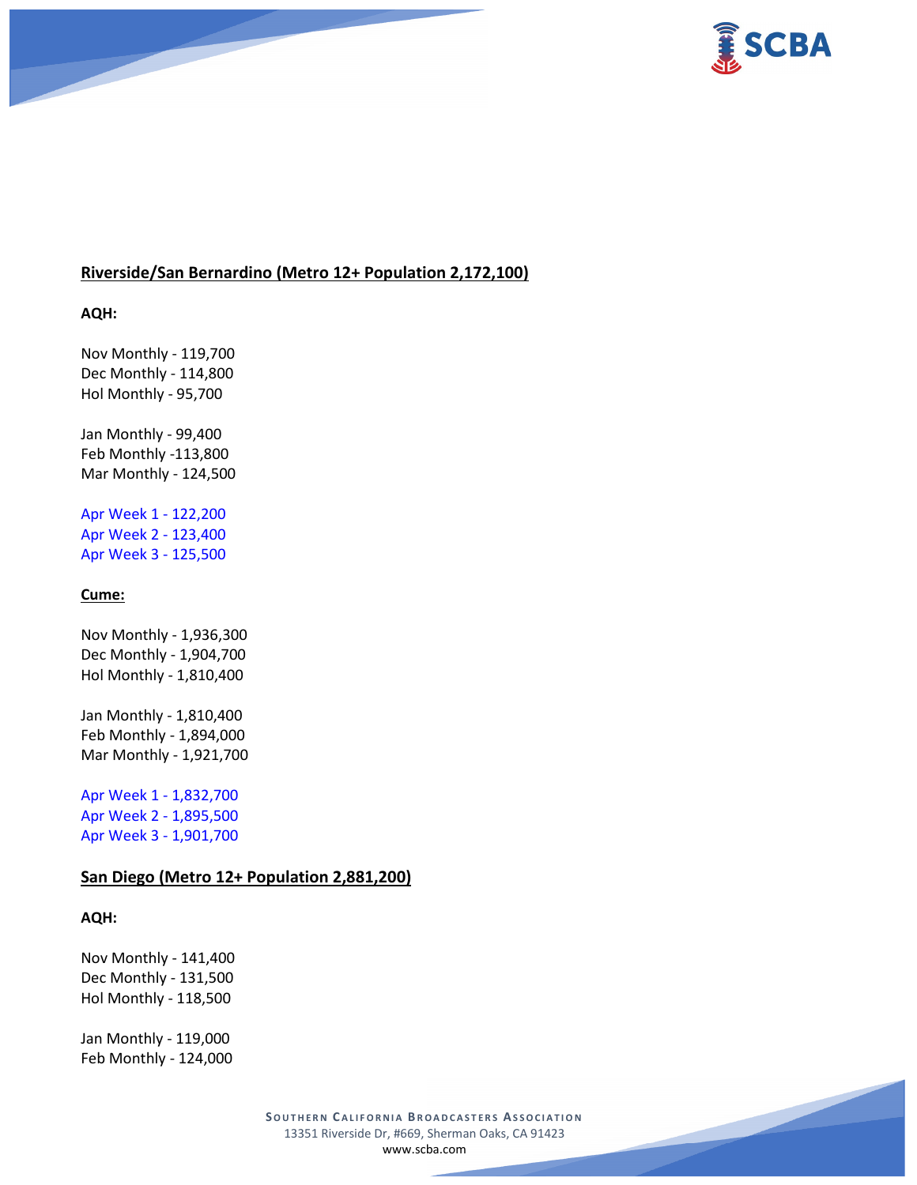**Riverside/San Bernardino (Metro 12+ Population 2,172,100)**

**AQH:**

Nov Monthly - 119,700
Dec Monthly - 114,800
Hol Monthly - 95,700

Jan Monthly - 99,400
Feb Monthly -113,800
Mar Monthly - 124,500

Apr Week 1 - 122,200
Apr Week 2 - 123,400
Apr Week 3 - 125,500

**Cume:**

Nov Monthly - 1,936,300
Dec Monthly - 1,904,700
Hol Monthly - 1,810,400

Jan Monthly - 1,810,400
Feb Monthly - 1,894,000
Mar Monthly - 1,921,700

Apr Week 1 - 1,832,700
Apr Week 2 - 1,895,500
Apr Week 3 - 1,901,700

**San Diego (Metro 12+ Population 2,881,200)**

**AQH:**

Nov Monthly - 141,400
Dec Monthly - 131,500
Hol Monthly - 118,500

Jan Monthly - 119,000
Feb Monthly - 124,000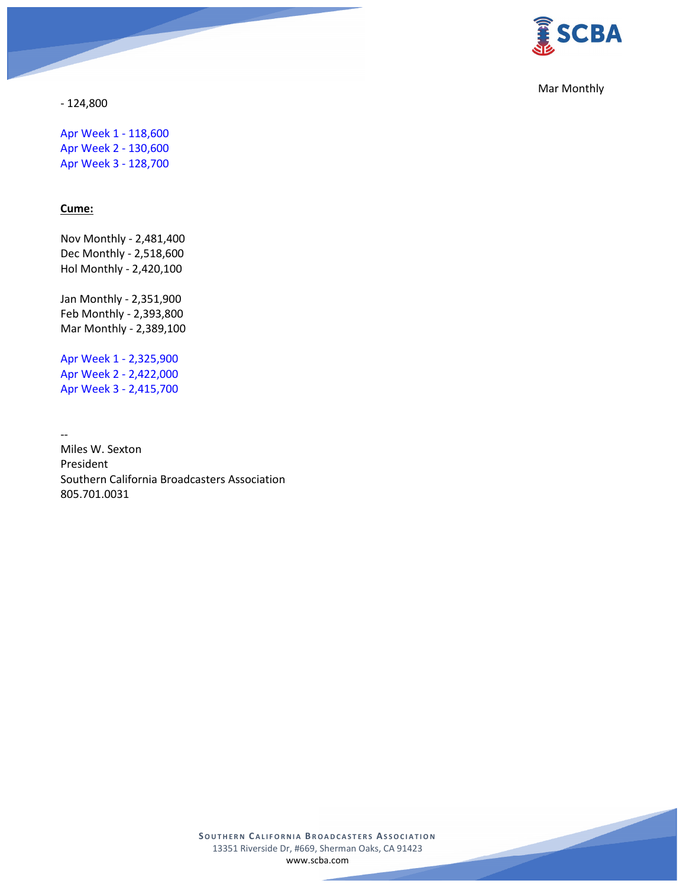Mar Monthly

- 124,800

Apr Week 1 - 118,600
Apr Week 2 - 130,600
Apr Week 3 - 128,700

**Cume:**

Nov Monthly - 2,481,400
Dec Monthly - 2,518,600
Hol Monthly - 2,420,100

Jan Monthly - 2,351,900
Feb Monthly - 2,393,800
Mar Monthly - 2,389,100

Apr Week 1 - 2,325,900
Apr Week 2 - 2,422,000
Apr Week 3 - 2,415,700

--
Miles W. Sexton
President
Southern California Broadcasters Association
805.701.0031